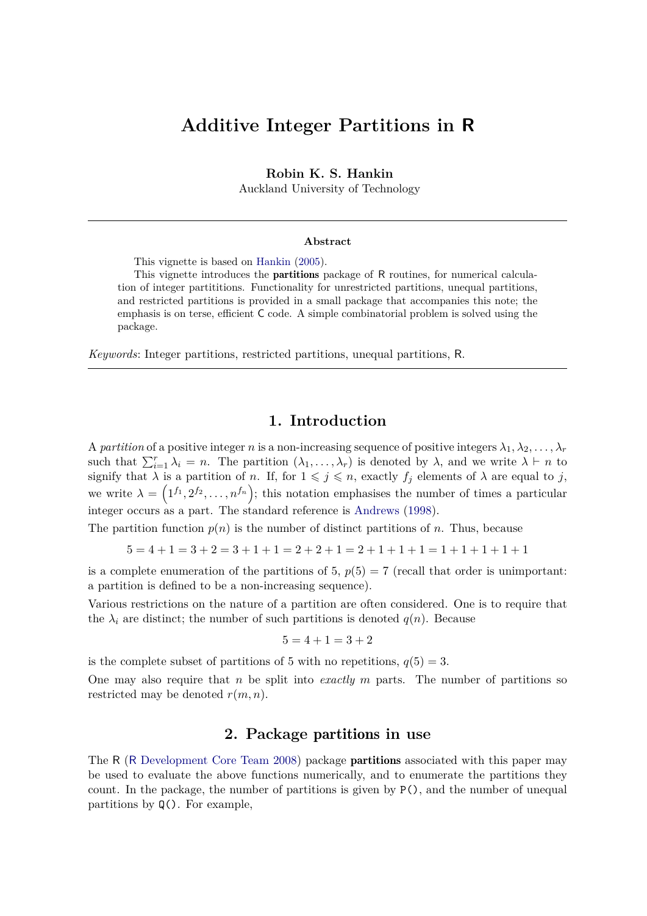# Additive Integer Partitions in R

**Robin K. S. Hankin**
Auckland University of Technology

**Abstract**

This vignette is based on Hankin (2005).

This vignette introduces the **partitions** package of R routines, for numerical calculation of integer partititions. Functionality for unrestricted partitions, unequal partitions, and restricted partitions is provided in a small package that accompanies this note; the emphasis is on terse, efficient C code. A simple combinatorial problem is solved using the package.

*Keywords*: Integer partitions, restricted partitions, unequal partitions, R.

## 1. Introduction

A *partition* of a positive integer $n$ is a non-increasing sequence of positive integers $\lambda_1, \lambda_2, \ldots, \lambda_r$ such that $\sum_{i=1}^{r} \lambda_i = n$. The partition $(\lambda_1, \ldots, \lambda_r)$ is denoted by $\lambda$, and we write $\lambda \vdash n$ to signify that $\lambda$ is a partition of $n$. If, for $1 \leqslant j \leqslant n$, exactly $f_j$ elements of $\lambda$ are equal to $j$, we write $\lambda = \left(1^{f_1}, 2^{f_2}, \ldots, n^{f_n}\right)$; this notation emphasises the number of times a particular integer occurs as a part. The standard reference is Andrews (1998).

The partition function $p(n)$ is the number of distinct partitions of $n$. Thus, because

$$5 = 4+1 = 3+2 = 3+1+1 = 2+2+1 = 2+1+1+1 = 1+1+1+1+1$$

is a complete enumeration of the partitions of 5, $p(5) = 7$ (recall that order is unimportant: a partition is defined to be a non-increasing sequence).

Various restrictions on the nature of a partition are often considered. One is to require that the $\lambda_i$ are distinct; the number of such partitions is denoted $q(n)$. Because

$$5 = 4+1 = 3+2$$

is the complete subset of partitions of 5 with no repetitions, $q(5) = 3$.

One may also require that $n$ be split into *exactly* $m$ parts. The number of partitions so restricted may be denoted $r(m, n)$.

## 2. Package partitions in use

The R (R Development Core Team 2008) package **partitions** associated with this paper may be used to evaluate the above functions numerically, and to enumerate the partitions they count. In the package, the number of partitions is given by `P()`, and the number of unequal partitions by `Q()`. For example,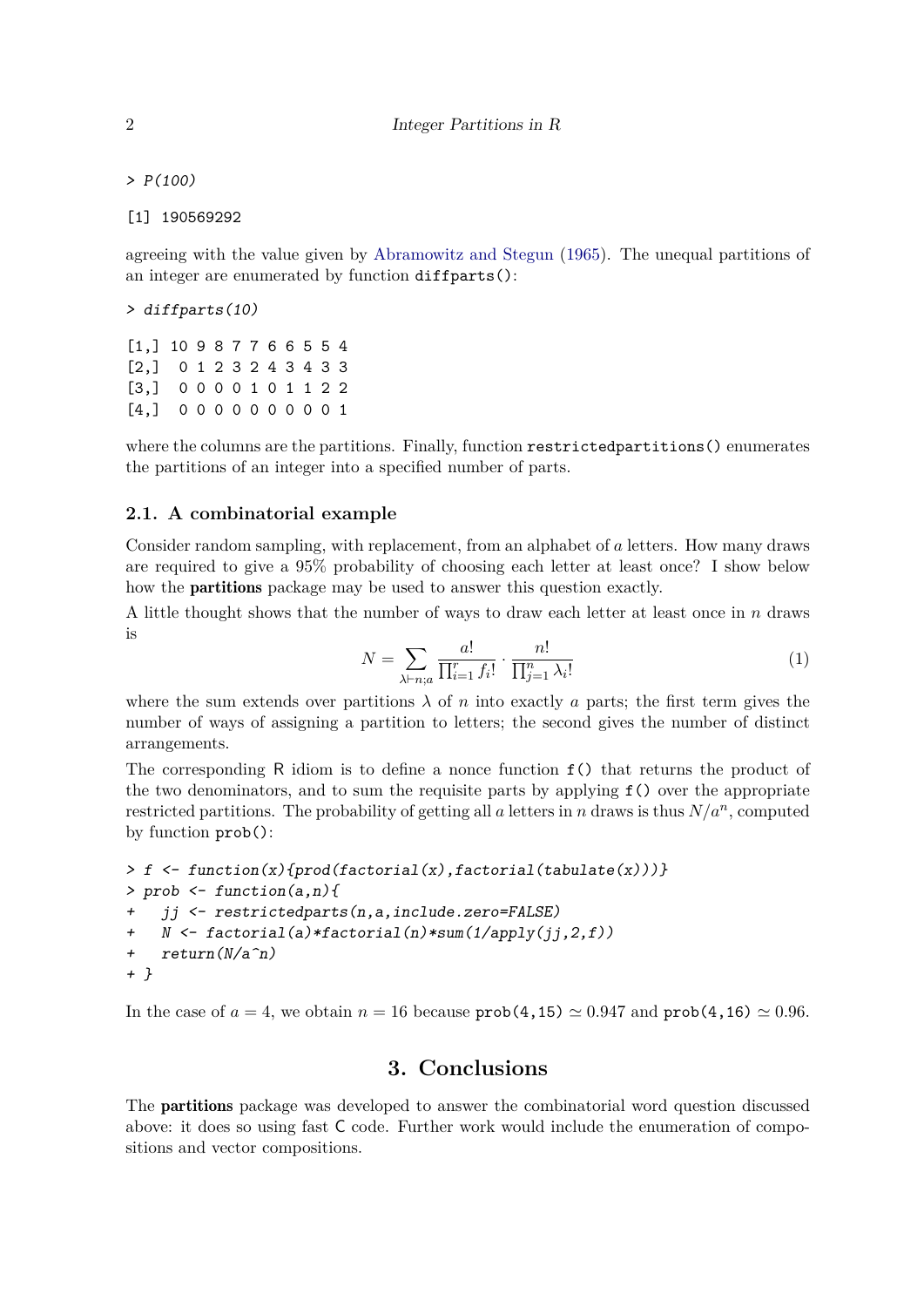```
> P(100)

[1] 190569292
```

agreeing with the value given by Abramowitz and Stegun (1965). The unequal partitions of an integer are enumerated by function `diffparts()`:

```
> diffparts(10)

[1,] 10 9 8 7 7 6 6 5 5 4
[2,]  0 1 2 3 2 4 3 4 3 3
[3,]  0 0 0 0 1 0 1 1 2 2
[4,]  0 0 0 0 0 0 0 0 0 1
```

where the columns are the partitions. Finally, function `restrictedpartitions()` enumerates the partitions of an integer into a specified number of parts.

### 2.1. A combinatorial example

Consider random sampling, with replacement, from an alphabet of $a$ letters. How many draws are required to give a 95% probability of choosing each letter at least once? I show below how the **partitions** package may be used to answer this question exactly.

A little thought shows that the number of ways to draw each letter at least once in $n$ draws is

$$N = \sum_{\lambda \vdash n;a} \frac{a!}{\prod_{i=1}^{r} f_i!} \cdot \frac{n!}{\prod_{j=1}^{n} \lambda_i!} \tag{1}$$

where the sum extends over partitions $\lambda$ of $n$ into exactly $a$ parts; the first term gives the number of ways of assigning a partition to letters; the second gives the number of distinct arrangements.

The corresponding R idiom is to define a nonce function `f()` that returns the product of the two denominators, and to sum the requisite parts by applying `f()` over the appropriate restricted partitions. The probability of getting all $a$ letters in $n$ draws is thus $N/a^n$, computed by function `prob()`:

```
> f <- function(x){prod(factorial(x),factorial(tabulate(x)))}
> prob <- function(a,n){
+   jj <- restrictedparts(n,a,include.zero=FALSE)
+   N <- factorial(a)*factorial(n)*sum(1/apply(jj,2,f))
+   return(N/a^n)
+ }
```

In the case of $a = 4$, we obtain $n = 16$ because `prob(4,15)` $\simeq 0.947$ and `prob(4,16)` $\simeq 0.96$.

## 3. Conclusions

The **partitions** package was developed to answer the combinatorial word question discussed above: it does so using fast C code. Further work would include the enumeration of compositions and vector compositions.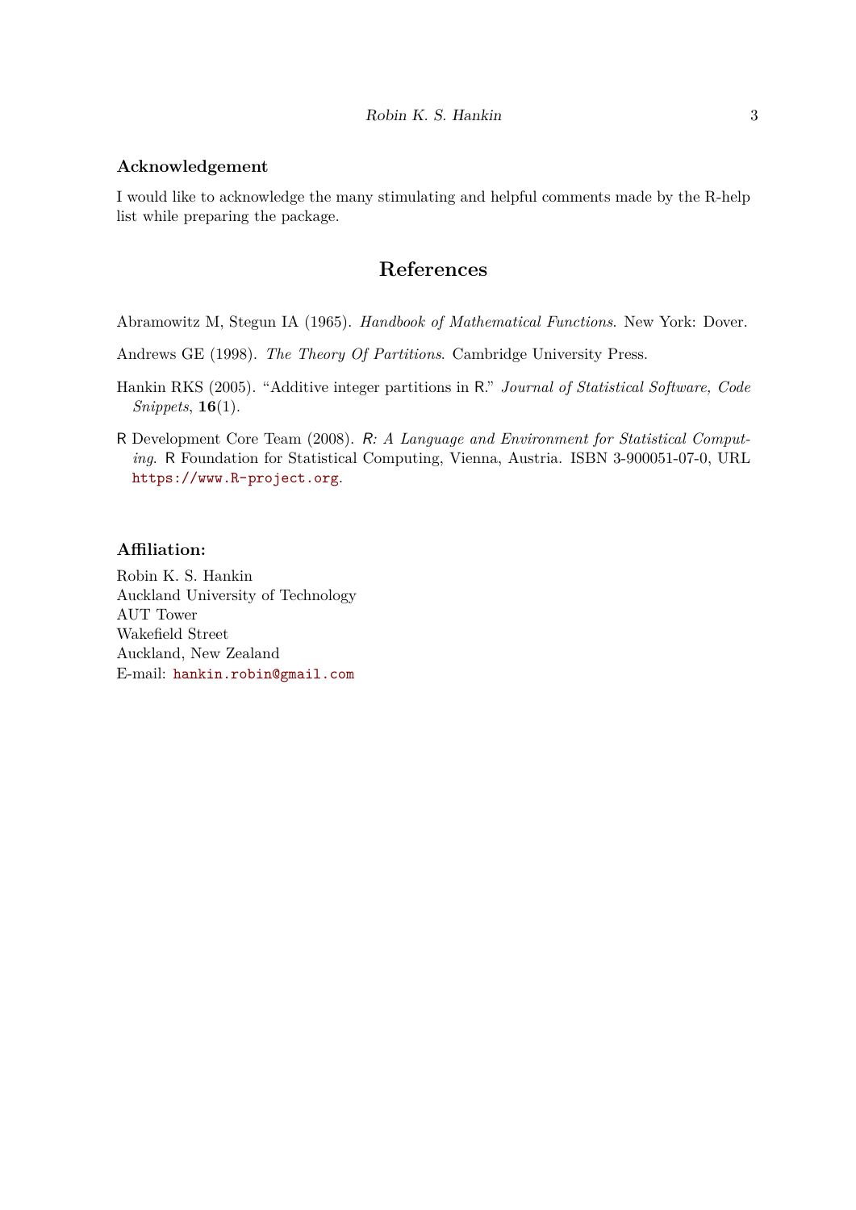### Acknowledgement

I would like to acknowledge the many stimulating and helpful comments made by the R-help list while preparing the package.

## References

Abramowitz M, Stegun IA (1965). *Handbook of Mathematical Functions*. New York: Dover.

Andrews GE (1998). *The Theory Of Partitions*. Cambridge University Press.

Hankin RKS (2005). "Additive integer partitions in R." *Journal of Statistical Software, Code Snippets*, **16**(1).

R Development Core Team (2008). *R: A Language and Environment for Statistical Computing*. R Foundation for Statistical Computing, Vienna, Austria. ISBN 3-900051-07-0, URL https://www.R-project.org.

### Affiliation:

Robin K. S. Hankin
Auckland University of Technology
AUT Tower
Wakefield Street
Auckland, New Zealand
E-mail: hankin.robin@gmail.com